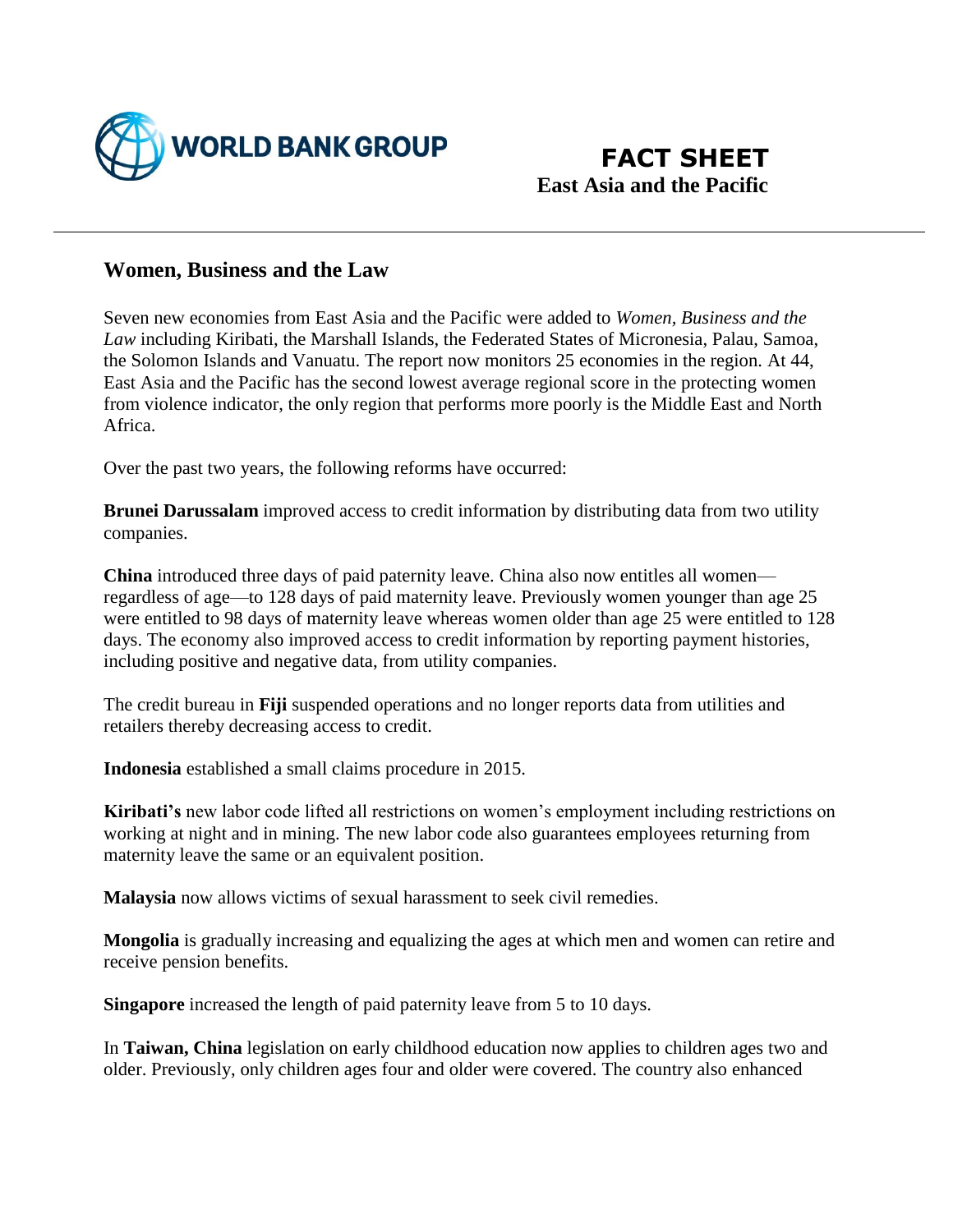# FACT SHEET

**East Asia and the Pacific**

## Women, Business and the Law

Seven new economies from East Asia and the Pacific were added to *Women, Business and the Law* including Kiribati, the Marshall Islands, the Federated States of Micronesia, Palau, Samoa, the Solomon Islands and Vanuatu. The report now monitors 25 economies in the region. At 44, East Asia and the Pacific has the second lowest average regional score in the protecting women from violence indicator, the only region that performs more poorly is the Middle East and North Africa.

Over the past two years, the following reforms have occurred:

**Brunei Darussalam** improved access to credit information by distributing data from two utility companies.

**China** introduced three days of paid paternity leave. China also now entitles all women—regardless of age—to 128 days of paid maternity leave. Previously women younger than age 25 were entitled to 98 days of maternity leave whereas women older than age 25 were entitled to 128 days. The economy also improved access to credit information by reporting payment histories, including positive and negative data, from utility companies.

The credit bureau in **Fiji** suspended operations and no longer reports data from utilities and retailers thereby decreasing access to credit.

**Indonesia** established a small claims procedure in 2015.

**Kiribati's** new labor code lifted all restrictions on women's employment including restrictions on working at night and in mining. The new labor code also guarantees employees returning from maternity leave the same or an equivalent position.

**Malaysia** now allows victims of sexual harassment to seek civil remedies.

**Mongolia** is gradually increasing and equalizing the ages at which men and women can retire and receive pension benefits.

**Singapore** increased the length of paid paternity leave from 5 to 10 days.

In **Taiwan, China** legislation on early childhood education now applies to children ages two and older. Previously, only children ages four and older were covered. The country also enhanced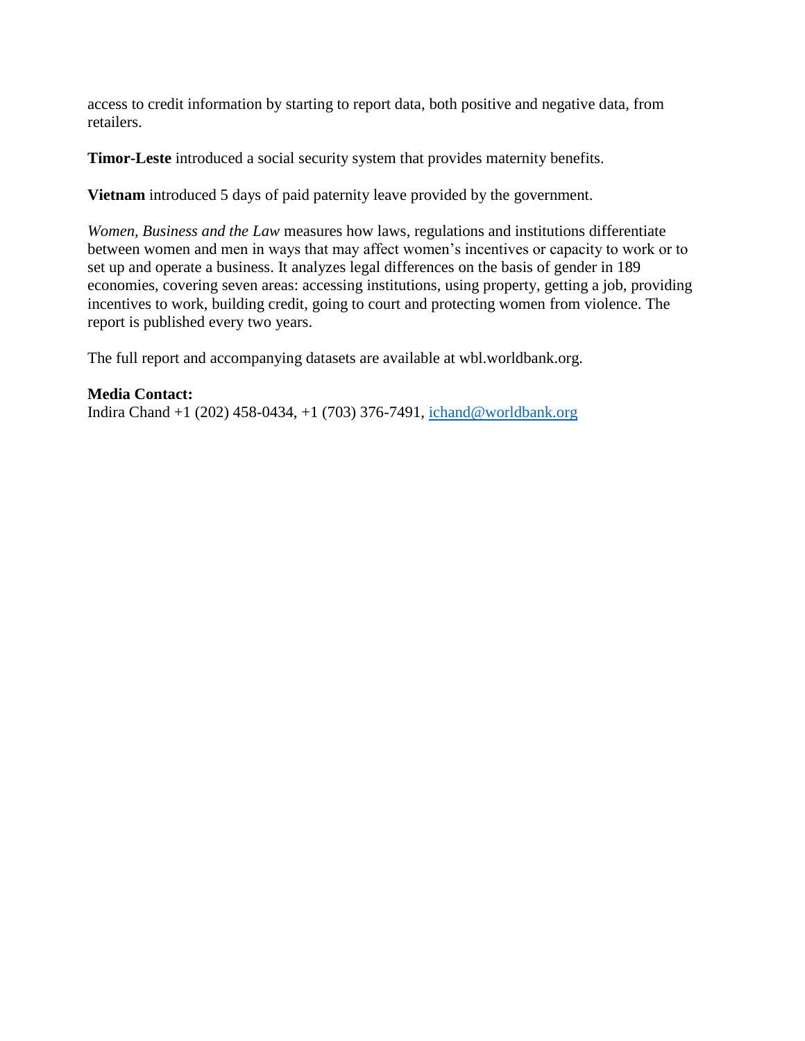access to credit information by starting to report data, both positive and negative data, from retailers.

**Timor-Leste** introduced a social security system that provides maternity benefits.

**Vietnam** introduced 5 days of paid paternity leave provided by the government.

*Women, Business and the Law* measures how laws, regulations and institutions differentiate between women and men in ways that may affect women's incentives or capacity to work or to set up and operate a business. It analyzes legal differences on the basis of gender in 189 economies, covering seven areas: accessing institutions, using property, getting a job, providing incentives to work, building credit, going to court and protecting women from violence. The report is published every two years.

The full report and accompanying datasets are available at wbl.worldbank.org.

**Media Contact:**
Indira Chand +1 (202) 458-0434, +1 (703) 376-7491, ichand@worldbank.org